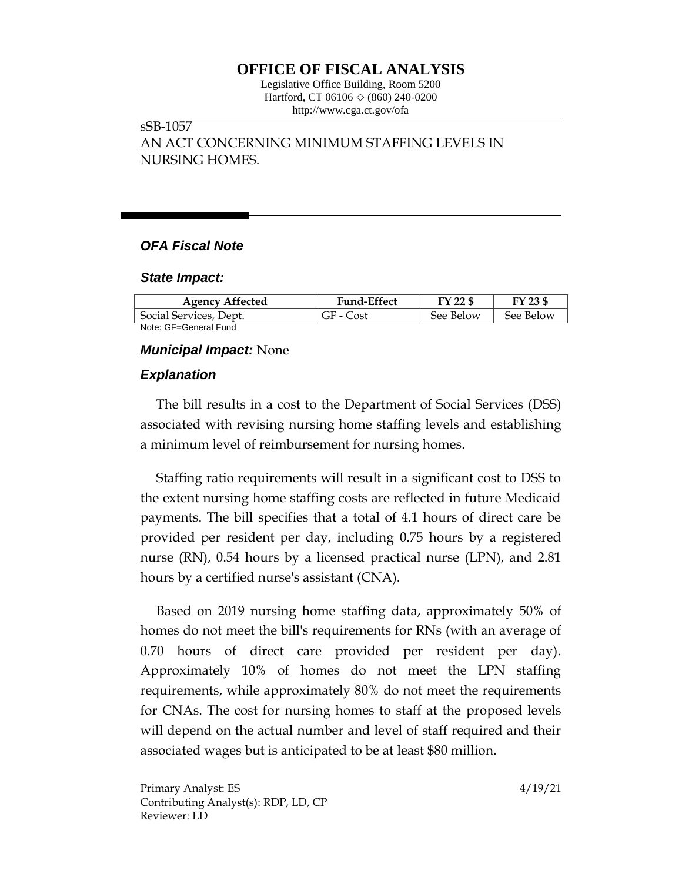# OFFICE OF FISCAL ANALYSIS

Legislative Office Building, Room 5200
Hartford, CT 06106 ◇ (860) 240-0200
http://www.cga.ct.gov/ofa

sSB-1057
AN ACT CONCERNING MINIMUM STAFFING LEVELS IN NURSING HOMES.

## *OFA Fiscal Note*

### *State Impact:*

| Agency Affected | Fund-Effect | FY 22 $ | FY 23 $ |
|---|---|---|---|
| Social Services, Dept. | GF - Cost | See Below | See Below |

Note: GF=General Fund

### *Municipal Impact:* None

### *Explanation*

The bill results in a cost to the Department of Social Services (DSS) associated with revising nursing home staffing levels and establishing a minimum level of reimbursement for nursing homes.

Staffing ratio requirements will result in a significant cost to DSS to the extent nursing home staffing costs are reflected in future Medicaid payments. The bill specifies that a total of 4.1 hours of direct care be provided per resident per day, including 0.75 hours by a registered nurse (RN), 0.54 hours by a licensed practical nurse (LPN), and 2.81 hours by a certified nurse's assistant (CNA).

Based on 2019 nursing home staffing data, approximately 50% of homes do not meet the bill's requirements for RNs (with an average of 0.70 hours of direct care provided per resident per day). Approximately 10% of homes do not meet the LPN staffing requirements, while approximately 80% do not meet the requirements for CNAs. The cost for nursing homes to staff at the proposed levels will depend on the actual number and level of staff required and their associated wages but is anticipated to be at least $80 million.

Primary Analyst: ES
Contributing Analyst(s): RDP, LD, CP
Reviewer: LD

4/19/21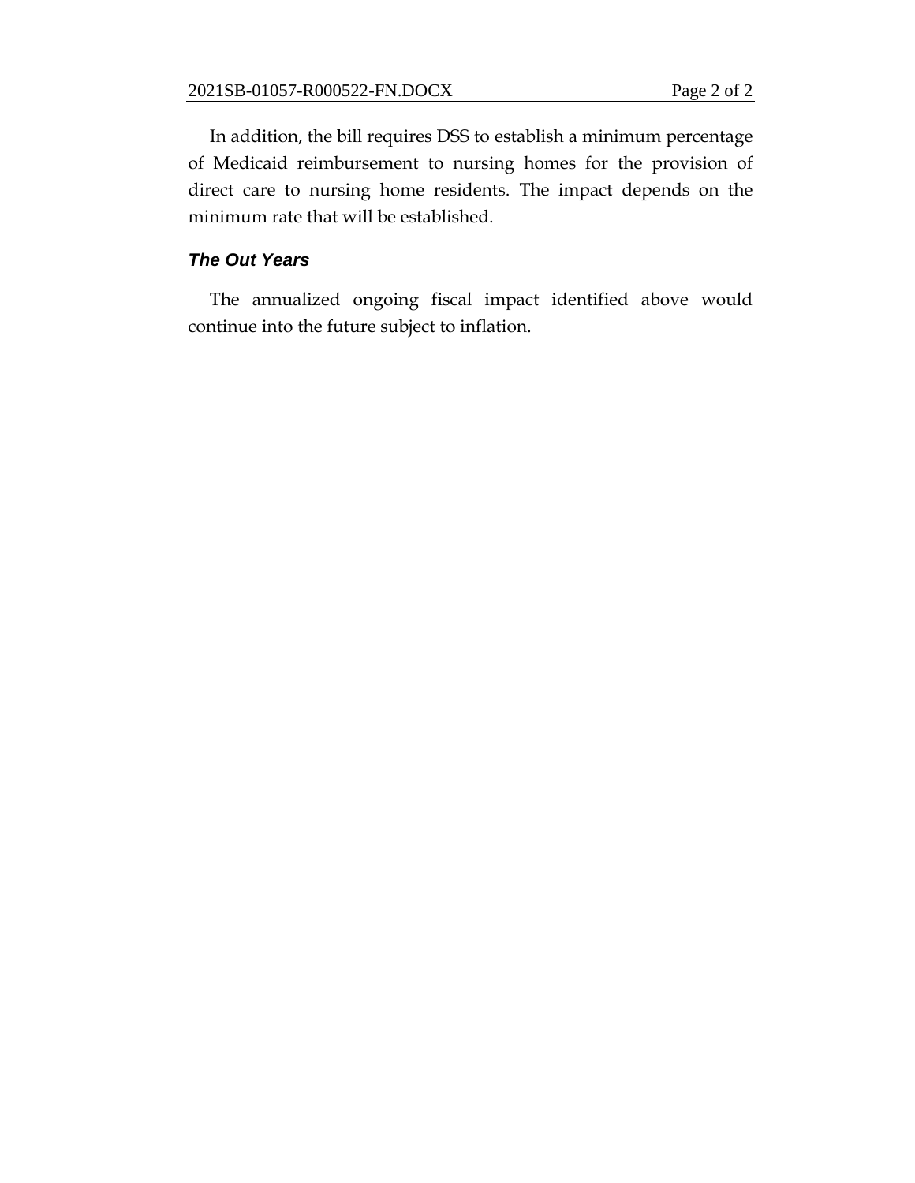In addition, the bill requires DSS to establish a minimum percentage of Medicaid reimbursement to nursing homes for the provision of direct care to nursing home residents. The impact depends on the minimum rate that will be established.

### *The Out Years*

The annualized ongoing fiscal impact identified above would continue into the future subject to inflation.